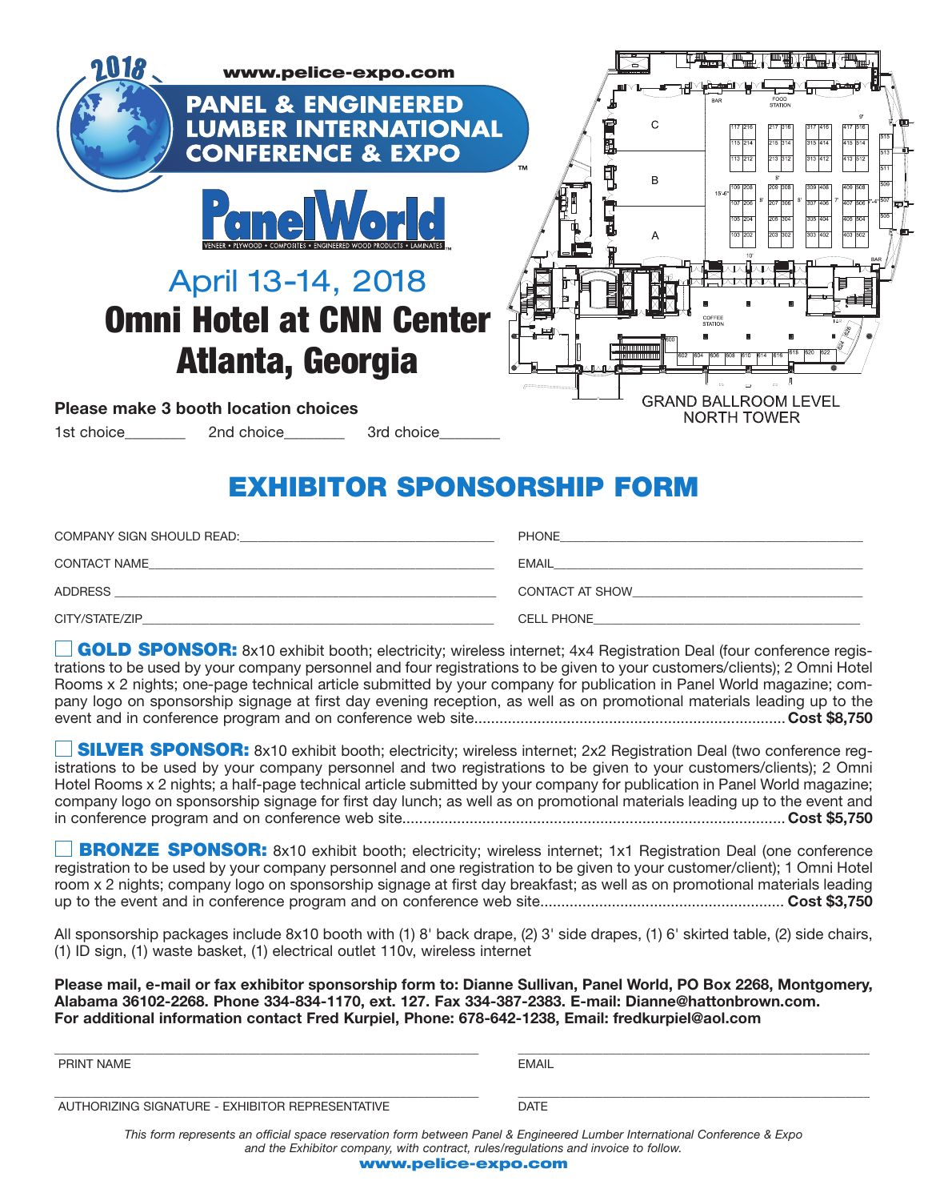2018

www.pelice-expo.com

# PANEL & ENGINEERED LUMBER INTERNATIONAL CONFERENCE & EXPO

PanelWorld

VENEER • PLYWOOD • COMPOSITES • ENGINEERED WOOD PRODUCTS • LAMINATES

April 13-14, 2018

**Omni Hotel at CNN Center**
**Atlanta, Georgia**

GRAND BALLROOM LEVEL
NORTH TOWER

**Please make 3 booth location choices**

1st choice_______ 2nd choice_______ 3rd choice_______

## EXHIBITOR SPONSORSHIP FORM

COMPANY SIGN SHOULD READ:________________________

PHONE________________________

CONTACT NAME________________________

EMAIL________________________

ADDRESS________________________

CONTACT AT SHOW________________________

CITY/STATE/ZIP________________________

CELL PHONE________________________

☐ **GOLD SPONSOR:** 8x10 exhibit booth; electricity; wireless internet; 4x4 Registration Deal (four conference registrations to be used by your company personnel and four registrations to be given to your customers/clients); 2 Omni Hotel Rooms x 2 nights; one-page technical article submitted by your company for publication in Panel World magazine; company logo on sponsorship signage at first day evening reception, as well as on promotional materials leading up to the event and in conference program and on conference web site.......... **Cost $8,750**

☐ **SILVER SPONSOR:** 8x10 exhibit booth; electricity; wireless internet; 2x2 Registration Deal (two conference registrations to be used by your company personnel and two registrations to be given to your customers/clients); 2 Omni Hotel Rooms x 2 nights; a half-page technical article submitted by your company for publication in Panel World magazine; company logo on sponsorship signage for first day lunch; as well as on promotional materials leading up to the event and in conference program and on conference web site.......... **Cost $5,750**

☐ **BRONZE SPONSOR:** 8x10 exhibit booth; electricity; wireless internet; 1x1 Registration Deal (one conference registration to be used by your company personnel and one registration to be given to your customer/client); 1 Omni Hotel room x 2 nights; company logo on sponsorship signage at first day breakfast; as well as on promotional materials leading up to the event and in conference program and on conference web site.......... **Cost $3,750**

All sponsorship packages include 8x10 booth with (1) 8' back drape, (2) 3' side drapes, (1) 6' skirted table, (2) side chairs, (1) ID sign, (1) waste basket, (1) electrical outlet 110v, wireless internet

**Please mail, e-mail or fax exhibitor sponsorship form to: Dianne Sullivan, Panel World, PO Box 2268, Montgomery, Alabama 36102-2268. Phone 334-834-1170, ext. 127. Fax 334-387-2383. E-mail: Dianne@hattonbrown.com. For additional information contact Fred Kurpiel, Phone: 678-642-1238, Email: fredkurpiel@aol.com**

________________________
PRINT NAME

________________________
EMAIL

________________________
AUTHORIZING SIGNATURE - EXHIBITOR REPRESENTATIVE

________________________
DATE

*This form represents an official space reservation form between Panel & Engineered Lumber International Conference & Expo and the Exhibitor company, with contract, rules/regulations and invoice to follow.*

**www.pelice-expo.com**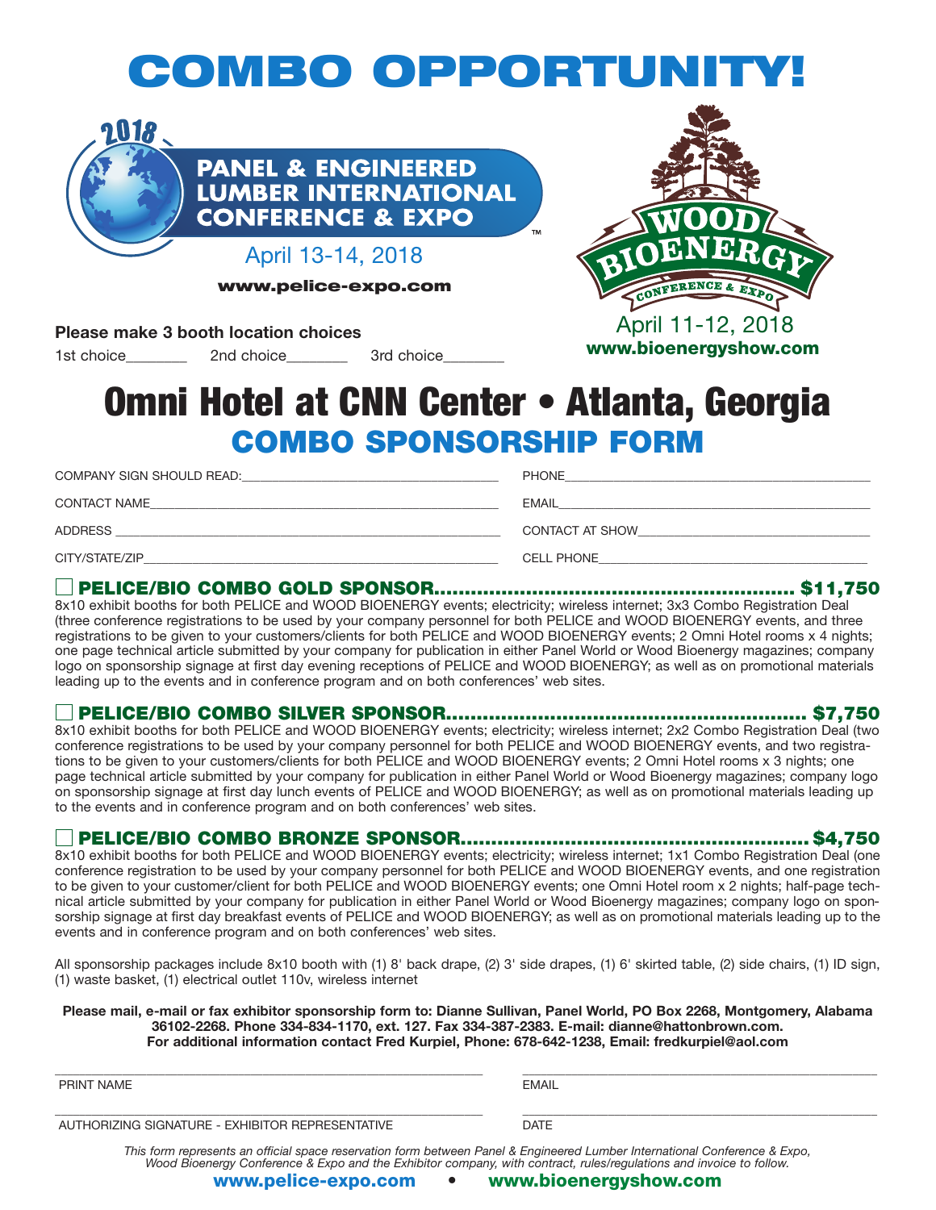# COMBO OPPORTUNITY!

2018

**PANEL & ENGINEERED LUMBER INTERNATIONAL CONFERENCE & EXPO**™

April 13-14, 2018

**www.pelice-expo.com**

**WOOD BIOENERGY CONFERENCE & EXPO**

April 11-12, 2018

**www.bioenergyshow.com**

**Please make 3 booth location choices**

1st choice________ 2nd choice________ 3rd choice________

# Omni Hotel at CNN Center • Atlanta, Georgia

## COMBO SPONSORSHIP FORM

COMPANY SIGN SHOULD READ:________________________________________

PHONE________________________________________________

CONTACT NAME________________________________________________

EMAIL________________________________________________

ADDRESS ________________________________________________

CONTACT AT SHOW________________________________________

CITY/STATE/ZIP________________________________________________

CELL PHONE________________________________________________

### ☐ PELICE/BIO COMBO GOLD SPONSOR............................................................ $11,750

8x10 exhibit booths for both PELICE and WOOD BIOENERGY events; electricity; wireless internet; 3x3 Combo Registration Deal (three conference registrations to be used by your company personnel for both PELICE and WOOD BIOENERGY events, and three registrations to be given to your customers/clients for both PELICE and WOOD BIOENERGY events; 2 Omni Hotel rooms x 4 nights; one page technical article submitted by your company for publication in either Panel World or Wood Bioenergy magazines; company logo on sponsorship signage at first day evening receptions of PELICE and WOOD BIOENERGY; as well as on promotional materials leading up to the events and in conference program and on both conferences' web sites.

### ☐ PELICE/BIO COMBO SILVER SPONSOR............................................................ $7,750

8x10 exhibit booths for both PELICE and WOOD BIOENERGY events; electricity; wireless internet; 2x2 Combo Registration Deal (two conference registrations to be used by your company personnel for both PELICE and WOOD BIOENERGY events, and two registrations to be given to your customers/clients for both PELICE and WOOD BIOENERGY events; 2 Omni Hotel rooms x 3 nights; one page technical article submitted by your company for publication in either Panel World or Wood Bioenergy magazines; company logo on sponsorship signage at first day lunch events of PELICE and WOOD BIOENERGY; as well as on promotional materials leading up to the events and in conference program and on both conferences' web sites.

### ☐ PELICE/BIO COMBO BRONZE SPONSOR............................................................ $4,750

8x10 exhibit booths for both PELICE and WOOD BIOENERGY events; electricity; wireless internet; 1x1 Combo Registration Deal (one conference registration to be used by your company personnel for both PELICE and WOOD BIOENERGY events, and one registration to be given to your customer/client for both PELICE and WOOD BIOENERGY events; one Omni Hotel room x 2 nights; half-page technical article submitted by your company for publication in either Panel World or Wood Bioenergy magazines; company logo on sponsorship signage at first day breakfast events of PELICE and WOOD BIOENERGY; as well as on promotional materials leading up to the events and in conference program and on both conferences' web sites.

All sponsorship packages include 8x10 booth with (1) 8' back drape, (2) 3' side drapes, (1) 6' skirted table, (2) side chairs, (1) ID sign, (1) waste basket, (1) electrical outlet 110v, wireless internet

**Please mail, e-mail or fax exhibitor sponsorship form to: Dianne Sullivan, Panel World, PO Box 2268, Montgomery, Alabama 36102-2268. Phone 334-834-1170, ext. 127. Fax 334-387-2383. E-mail: dianne@hattonbrown.com. For additional information contact Fred Kurpiel, Phone: 678-642-1238, Email: fredkurpiel@aol.com**

________________________________________ PRINT NAME

________________________________________ EMAIL

________________________________________ AUTHORIZING SIGNATURE - EXHIBITOR REPRESENTATIVE

________________________________________ DATE

*This form represents an official space reservation form between Panel & Engineered Lumber International Conference & Expo, Wood Bioenergy Conference & Expo and the Exhibitor company, with contract, rules/regulations and invoice to follow.*

**www.pelice-expo.com • www.bioenergyshow.com**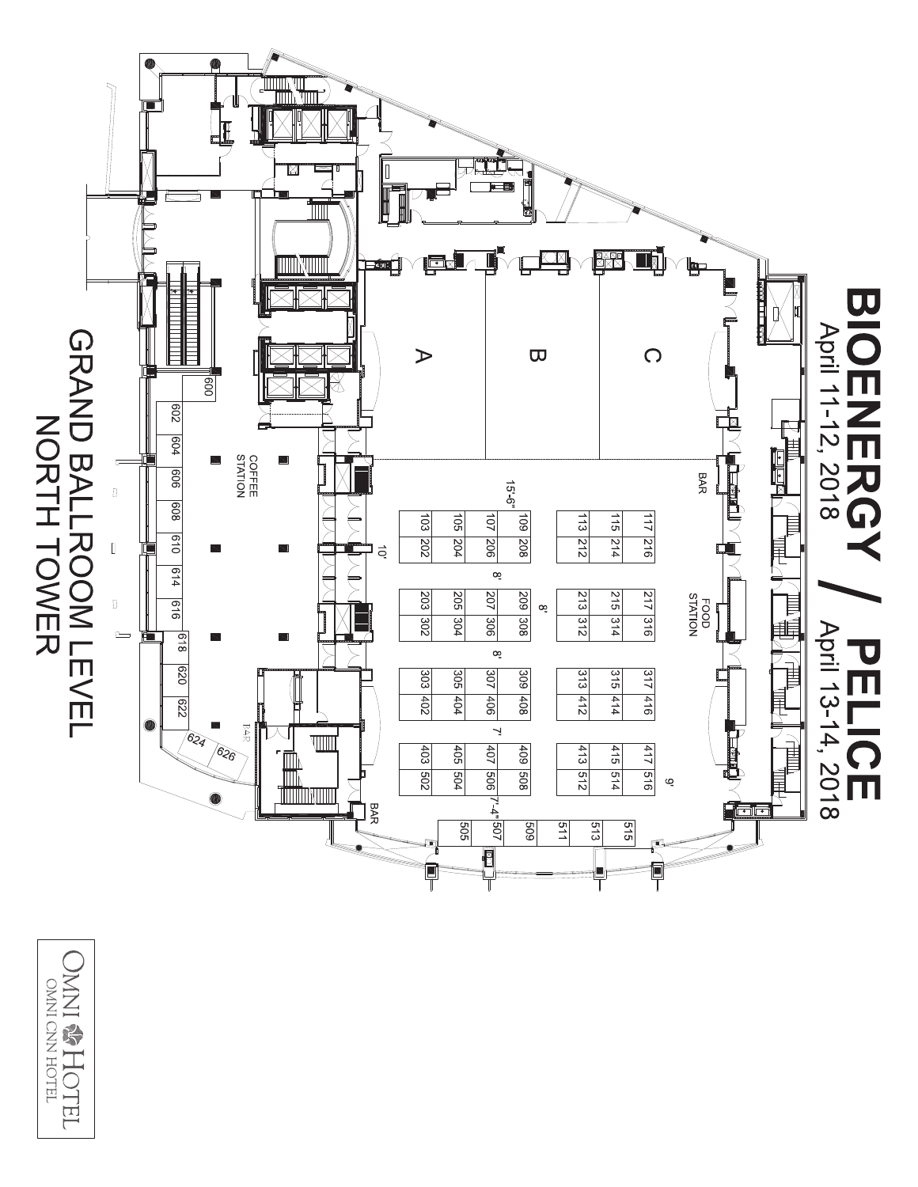# BIOENERGY / PELICE

April 11-12, 2018 / April 13-14, 2018

GRAND BALLROOM LEVEL
NORTH TOWER

A
B
C

BAR
FOOD STATION
COFFEE STATION
BAR
BAR

15'-6"
10'
8'
8'
8'
7'
7'-4"
9'

117 216
115 214
113 212
109 208
107 206
105 204
103 202

217 316
215 314
213 312
209 308
207 306
205 304
203 302

317 416
315 414
313 412
309 408
307 406
305 404
303 402

417 516
415 514
413 512
409 508
407 506
405 504
403 502

515
513
511
509
507
505

600
602
604
606
608
610
614
616
618
620
622
624
626

OMNI HOTEL
OMNI CNN HOTEL